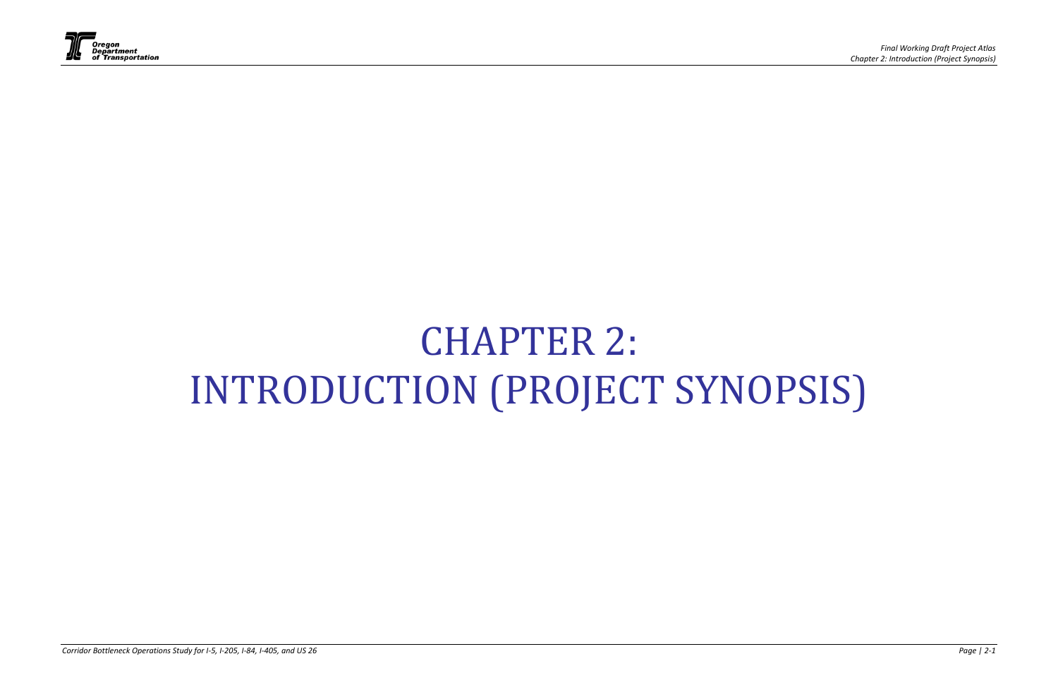# CHAPTER 2: INTRODUCTION (PROJECT SYNOPSIS)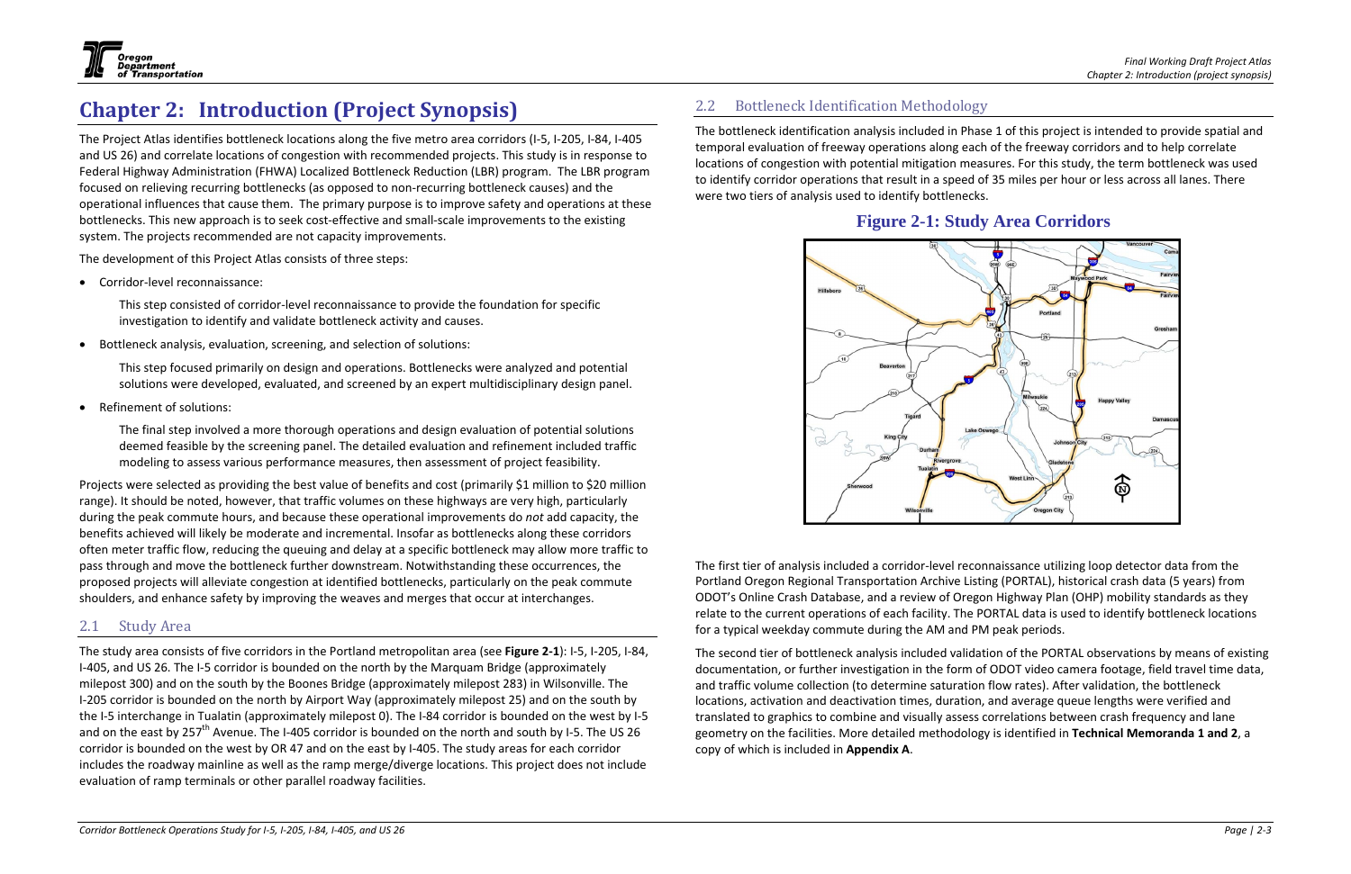# Chapter 2: Introduction (Project Synopsis)

The Project Atlas identifies bottleneck locations along the five metro area corridors (I-5, I-205, I-84, I-405 and US 26) and correlate locations of congestion with recommended projects. This study is in response to Federal Highway Administration (FHWA) Localized Bottleneck Reduction (LBR) program. The LBR program focused on relieving recurring bottlenecks (as opposed to non-recurring bottleneck causes) and the operational influences that cause them. The primary purpose is to improve safety and operations at these bottlenecks. This new approach is to seek cost-effective and small-scale improvements to the existing system. The projects recommended are not capacity improvements.

The development of this Project Atlas consists of three steps:

- Corridor-level reconnaissance:

  This step consisted of corridor-level reconnaissance to provide the foundation for specific investigation to identify and validate bottleneck activity and causes.

- Bottleneck analysis, evaluation, screening, and selection of solutions:

  This step focused primarily on design and operations. Bottlenecks were analyzed and potential solutions were developed, evaluated, and screened by an expert multidisciplinary design panel.

- Refinement of solutions:

  The final step involved a more thorough operations and design evaluation of potential solutions deemed feasible by the screening panel. The detailed evaluation and refinement included traffic modeling to assess various performance measures, then assessment of project feasibility.

Projects were selected as providing the best value of benefits and cost (primarily $1 million to $20 million range). It should be noted, however, that traffic volumes on these highways are very high, particularly during the peak commute hours, and because these operational improvements do *not* add capacity, the benefits achieved will likely be moderate and incremental. Insofar as bottlenecks along these corridors often meter traffic flow, reducing the queuing and delay at a specific bottleneck may allow more traffic to pass through and move the bottleneck further downstream. Notwithstanding these occurrences, the proposed projects will alleviate congestion at identified bottlenecks, particularly on the peak commute shoulders, and enhance safety by improving the weaves and merges that occur at interchanges.

## 2.1 Study Area

The study area consists of five corridors in the Portland metropolitan area (see **Figure 2-1**): I-5, I-205, I-84, I-405, and US 26. The I-5 corridor is bounded on the north by the Marquam Bridge (approximately milepost 300) and on the south by the Boones Bridge (approximately milepost 283) in Wilsonville. The I-205 corridor is bounded on the north by Airport Way (approximately milepost 25) and on the south by the I-5 interchange in Tualatin (approximately milepost 0). The I-84 corridor is bounded on the west by I-5 and on the east by 257th Avenue. The I-405 corridor is bounded on the north and south by I-5. The US 26 corridor is bounded on the west by OR 47 and on the east by I-405. The study areas for each corridor includes the roadway mainline as well as the ramp merge/diverge locations. This project does not include evaluation of ramp terminals or other parallel roadway facilities.

## 2.2 Bottleneck Identification Methodology

The bottleneck identification analysis included in Phase 1 of this project is intended to provide spatial and temporal evaluation of freeway operations along each of the freeway corridors and to help correlate locations of congestion with potential mitigation measures. For this study, the term bottleneck was used to identify corridor operations that result in a speed of 35 miles per hour or less across all lanes. There were two tiers of analysis used to identify bottlenecks.

**Figure 2-1: Study Area Corridors**

The first tier of analysis included a corridor-level reconnaissance utilizing loop detector data from the Portland Oregon Regional Transportation Archive Listing (PORTAL), historical crash data (5 years) from ODOT's Online Crash Database, and a review of Oregon Highway Plan (OHP) mobility standards as they relate to the current operations of each facility. The PORTAL data is used to identify bottleneck locations for a typical weekday commute during the AM and PM peak periods.

The second tier of bottleneck analysis included validation of the PORTAL observations by means of existing documentation, or further investigation in the form of ODOT video camera footage, field travel time data, and traffic volume collection (to determine saturation flow rates). After validation, the bottleneck locations, activation and deactivation times, duration, and average queue lengths were verified and translated to graphics to combine and visually assess correlations between crash frequency and lane geometry on the facilities. More detailed methodology is identified in **Technical Memoranda 1 and 2**, a copy of which is included in **Appendix A**.